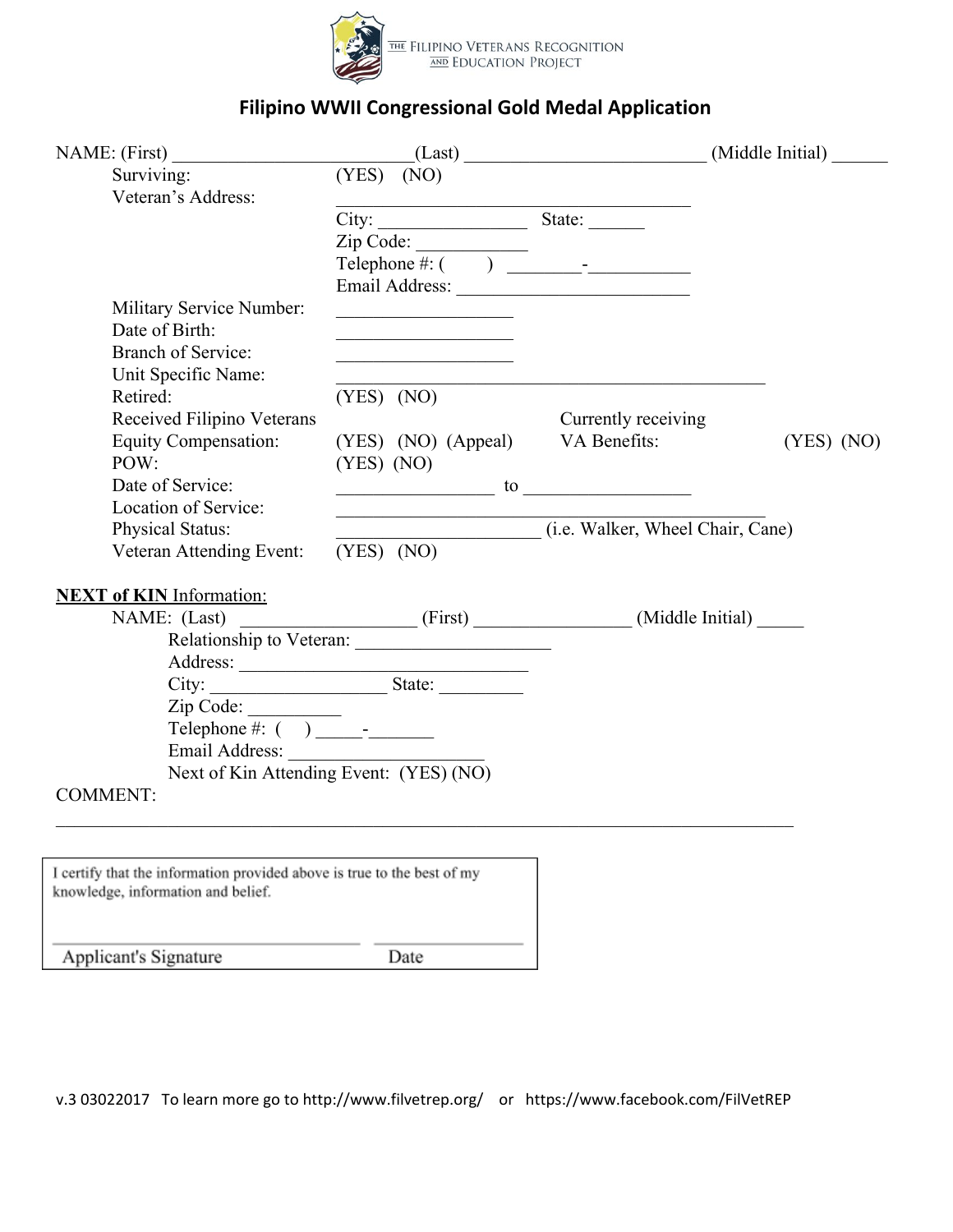THE FILIPINO VETERANS RECOGNITION AND EDUCATION PROJECT

# Filipino WWII Congressional Gold Medal Application

NAME: (First) ________________________(Last) ________________________ (Middle Initial) ______

Surviving: (YES) (NO)

Veteran's Address: ____________________________________

City: ________________ State: ______

Zip Code: ____________

Telephone #: ( ) ________-___________

Email Address: _________________________

Military Service Number: ___________________

Date of Birth: ___________________

Branch of Service: ___________________

Unit Specific Name: _______________________________________________

Retired: (YES) (NO)

Received Filipino Veterans Equity Compensation: (YES) (NO) (Appeal)

Currently receiving VA Benefits: (YES) (NO)

POW: (YES) (NO)

Date of Service: _________________ to __________________

Location of Service: _______________________________________________

Physical Status: ______________________ (i.e. Walker, Wheel Chair, Cane)

Veteran Attending Event: (YES) (NO)

**NEXT of KIN** Information:

NAME: (Last) __________________ (First) ________________ (Middle Initial) _____

Relationship to Veteran: _____________________

Address: ________________________________

City: ___________________ State: _________

Zip Code: __________

Telephone #: ( ) _____-_______

Email Address: _____________________

Next of Kin Attending Event: (YES) (NO)

COMMENT:

_________________________________________________________________________________

I certify that the information provided above is true to the best of my knowledge, information and belief.

__________________________________ ________________

Applicant's Signature Date

v.3 03022017 To learn more go to http://www.filvetrep.org/ or https://www.facebook.com/FilVetREP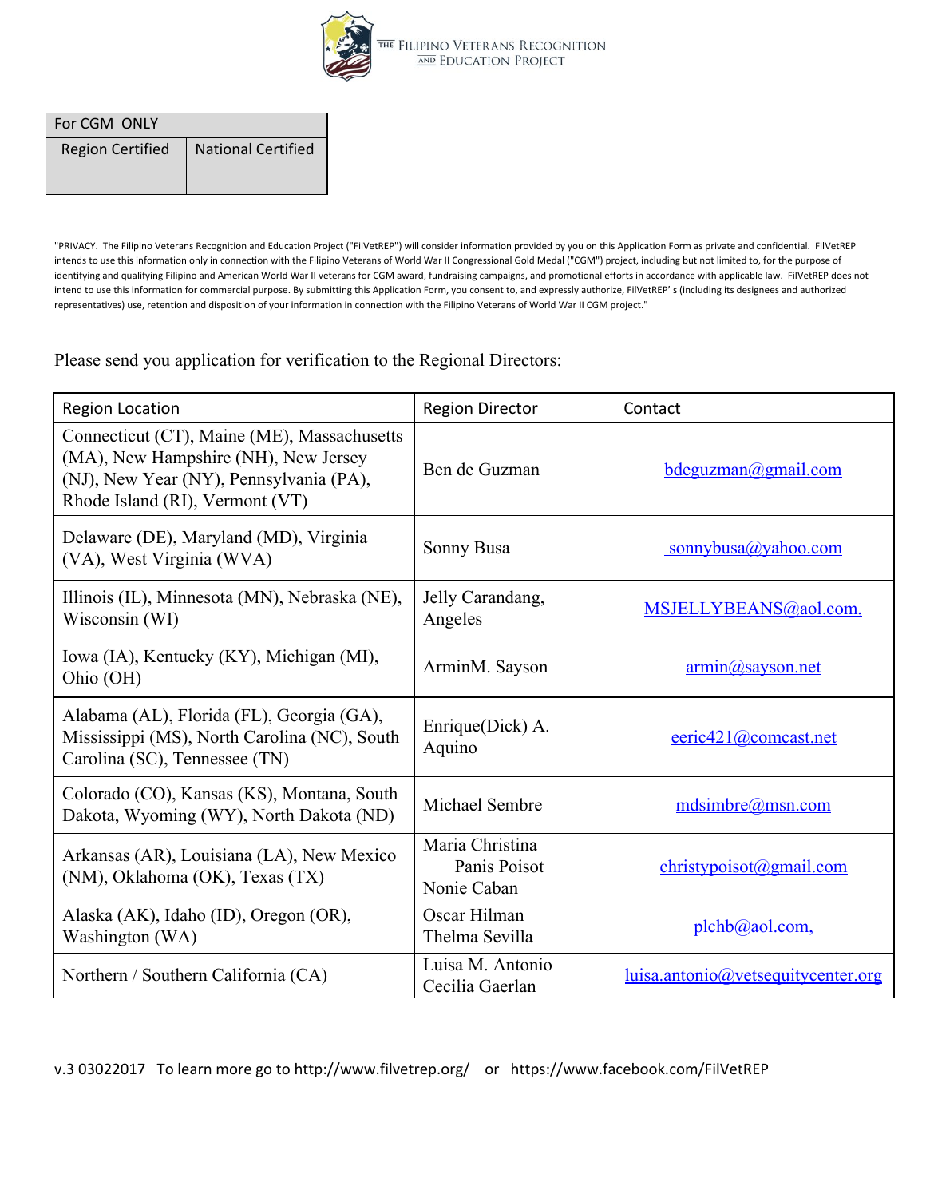THE FILIPINO VETERANS RECOGNITION AND EDUCATION PROJECT

| For CGM ONLY | |
|---|---|
| Region Certified | National Certified |
| | |

"PRIVACY. The Filipino Veterans Recognition and Education Project ("FilVetREP") will consider information provided by you on this Application Form as private and confidential. FilVetREP intends to use this information only in connection with the Filipino Veterans of World War II Congressional Gold Medal ("CGM") project, including but not limited to, for the purpose of identifying and qualifying Filipino and American World War II veterans for CGM award, fundraising campaigns, and promotional efforts in accordance with applicable law. FilVetREP does not intend to use this information for commercial purpose. By submitting this Application Form, you consent to, and expressly authorize, FilVetREP' s (including its designees and authorized representatives) use, retention and disposition of your information in connection with the Filipino Veterans of World War II CGM project."

Please send you application for verification to the Regional Directors:

| Region Location | Region Director | Contact |
|---|---|---|
| Connecticut (CT), Maine (ME), Massachusetts (MA), New Hampshire (NH), New Jersey (NJ), New Year (NY), Pennsylvania (PA), Rhode Island (RI), Vermont (VT) | Ben de Guzman | bdeguzman@gmail.com |
| Delaware (DE), Maryland (MD), Virginia (VA), West Virginia (WVA) | Sonny Busa | sonnybusa@yahoo.com |
| Illinois (IL), Minnesota (MN), Nebraska (NE), Wisconsin (WI) | Jelly Carandang, Angeles | MSJELLYBEANS@aol.com, |
| Iowa (IA), Kentucky (KY), Michigan (MI), Ohio (OH) | ArminM. Sayson | armin@sayson.net |
| Alabama (AL), Florida (FL), Georgia (GA), Mississippi (MS), North Carolina (NC), South Carolina (SC), Tennessee (TN) | Enrique(Dick) A. Aquino | eeric421@comcast.net |
| Colorado (CO), Kansas (KS), Montana, South Dakota, Wyoming (WY), North Dakota (ND) | Michael Sembre | mdsimbre@msn.com |
| Arkansas (AR), Louisiana (LA), New Mexico (NM), Oklahoma (OK), Texas (TX) | Maria Christina Panis Poisot Nonie Caban | christypoisot@gmail.com |
| Alaska (AK), Idaho (ID), Oregon (OR), Washington (WA) | Oscar Hilman Thelma Sevilla | plchb@aol.com, |
| Northern / Southern California (CA) | Luisa M. Antonio Cecilia Gaerlan | luisa.antonio@vetsequitycenter.org |

v.3 03022017 To learn more go to http://www.filvetrep.org/ or https://www.facebook.com/FilVetREP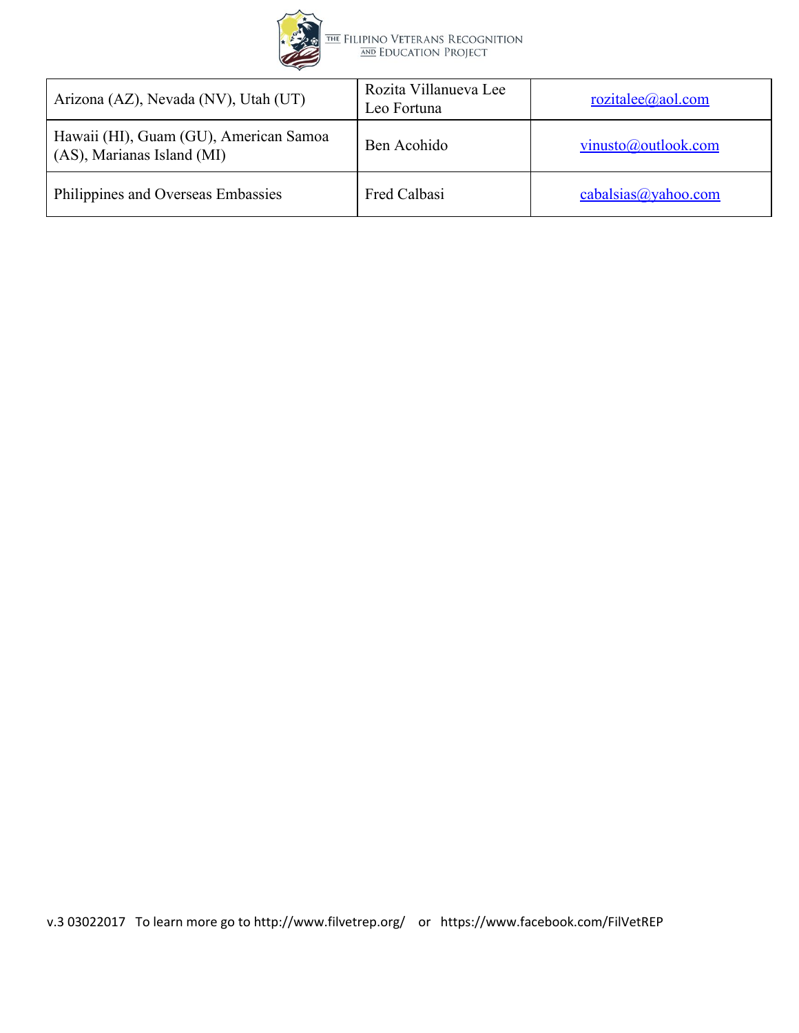| | | |
|---|---|---|
| Arizona (AZ), Nevada (NV), Utah (UT) | Rozita Villanueva Lee<br>Leo Fortuna | rozitalee@aol.com |
| Hawaii (HI), Guam (GU), American Samoa (AS), Marianas Island (MI) | Ben Acohido | vinusto@outlook.com |
| Philippines and Overseas Embassies | Fred Calbasi | cabalsias@yahoo.com |

v.3 03022017 To learn more go to http://www.filvetrep.org/ or https://www.facebook.com/FilVetREP